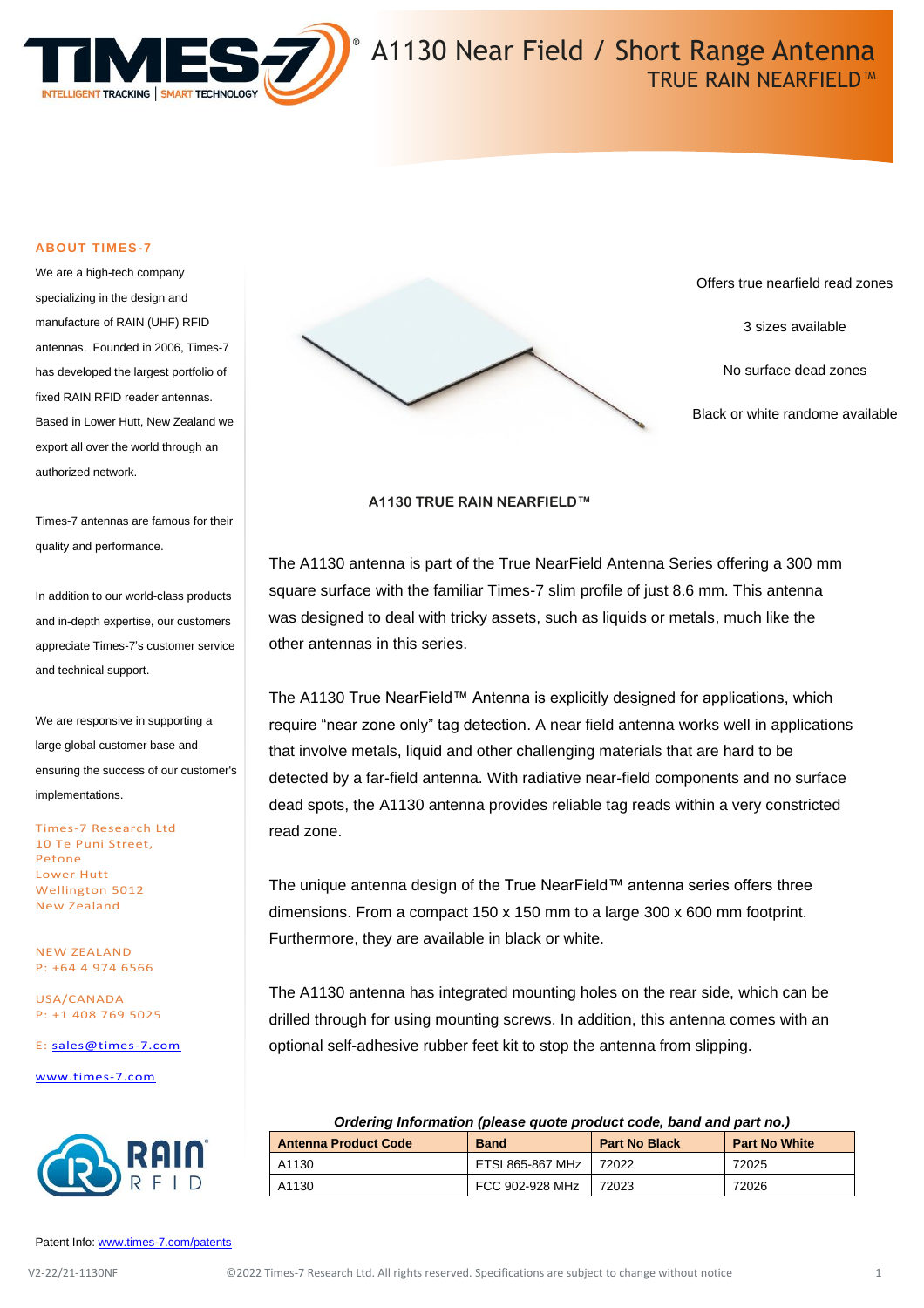# A1130 Near Field / Short Range Antenna

## TRUE RAIN NEARFIELD™

### ABOUT TIMES-7

We are a high-tech company specializing in the design and manufacture of RAIN (UHF) RFID antennas. Founded in 2006, Times-7 has developed the largest portfolio of fixed RAIN RFID reader antennas. Based in Lower Hutt, New Zealand we export all over the world through an authorized network.

Times-7 antennas are famous for their quality and performance.

In addition to our world-class products and in-depth expertise, our customers appreciate Times-7's customer service and technical support.

We are responsive in supporting a large global customer base and ensuring the success of our customer's implementations.

Times-7 Research Ltd
10 Te Puni Street,
Petone
Lower Hutt
Wellington 5012
New Zealand

NEW ZEALAND
P: +64 4 974 6566

USA/CANADA
P: +1 408 769 5025

E: sales@times-7.com

www.times-7.com

Offers true nearfield read zones

3 sizes available

No surface dead zones

Black or white randome available

**A1130 TRUE RAIN NEARFIELD™**

The A1130 antenna is part of the True NearField Antenna Series offering a 300 mm square surface with the familiar Times-7 slim profile of just 8.6 mm. This antenna was designed to deal with tricky assets, such as liquids or metals, much like the other antennas in this series.

The A1130 True NearField™ Antenna is explicitly designed for applications, which require "near zone only" tag detection. A near field antenna works well in applications that involve metals, liquid and other challenging materials that are hard to be detected by a far-field antenna. With radiative near-field components and no surface dead spots, the A1130 antenna provides reliable tag reads within a very constricted read zone.

The unique antenna design of the True NearField™ antenna series offers three dimensions. From a compact 150 x 150 mm to a large 300 x 600 mm footprint. Furthermore, they are available in black or white.

The A1130 antenna has integrated mounting holes on the rear side, which can be drilled through for using mounting screws. In addition, this antenna comes with an optional self-adhesive rubber feet kit to stop the antenna from slipping.

***Ordering Information (please quote product code, band and part no.)***

| Antenna Product Code | Band | Part No Black | Part No White |
|---|---|---|---|
| A1130 | ETSI 865-867 MHz | 72022 | 72025 |
| A1130 | FCC 902-928 MHz | 72023 | 72026 |

Patent Info: www.times-7.com/patents

V2-22/21-1130NF ©2022 Times-7 Research Ltd. All rights reserved. Specifications are subject to change without notice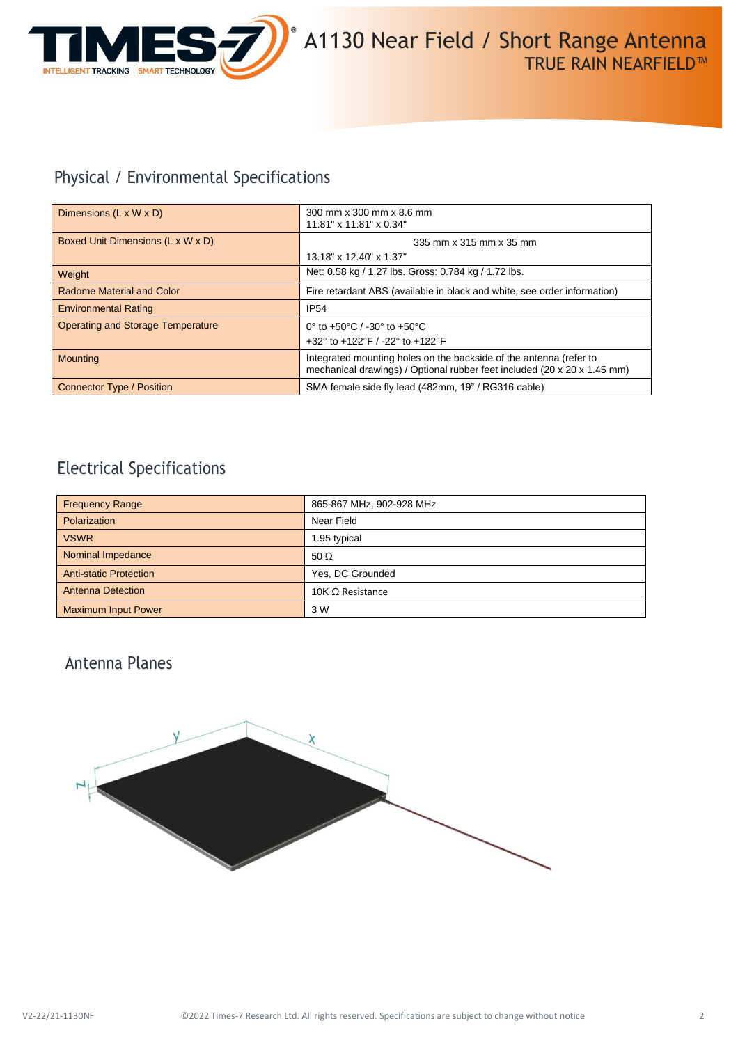# A1130 Near Field / Short Range Antenna

TRUE RAIN NEARFIELD™

## Physical / Environmental Specifications

| | |
|---|---|
| Dimensions (L x W x D) | 300 mm x 300 mm x 8.6 mm<br>11.81" x 11.81" x 0.34" |
| Boxed Unit Dimensions (L x W x D) | 335 mm x 315 mm x 35 mm<br>13.18" x 12.40" x 1.37" |
| Weight | Net: 0.58 kg / 1.27 lbs. Gross: 0.784 kg / 1.72 lbs. |
| Radome Material and Color | Fire retardant ABS (available in black and white, see order information) |
| Environmental Rating | IP54 |
| Operating and Storage Temperature | 0° to +50°C / -30° to +50°C<br>+32° to +122°F / -22° to +122°F |
| Mounting | Integrated mounting holes on the backside of the antenna (refer to mechanical drawings) / Optional rubber feet included (20 x 20 x 1.45 mm) |
| Connector Type / Position | SMA female side fly lead (482mm, 19" / RG316 cable) |

## Electrical Specifications

| | |
|---|---|
| Frequency Range | 865-867 MHz, 902-928 MHz |
| Polarization | Near Field |
| VSWR | 1.95 typical |
| Nominal Impedance | 50 Ω |
| Anti-static Protection | Yes, DC Grounded |
| Antenna Detection | 10K Ω Resistance |
| Maximum Input Power | 3 W |

## Antenna Planes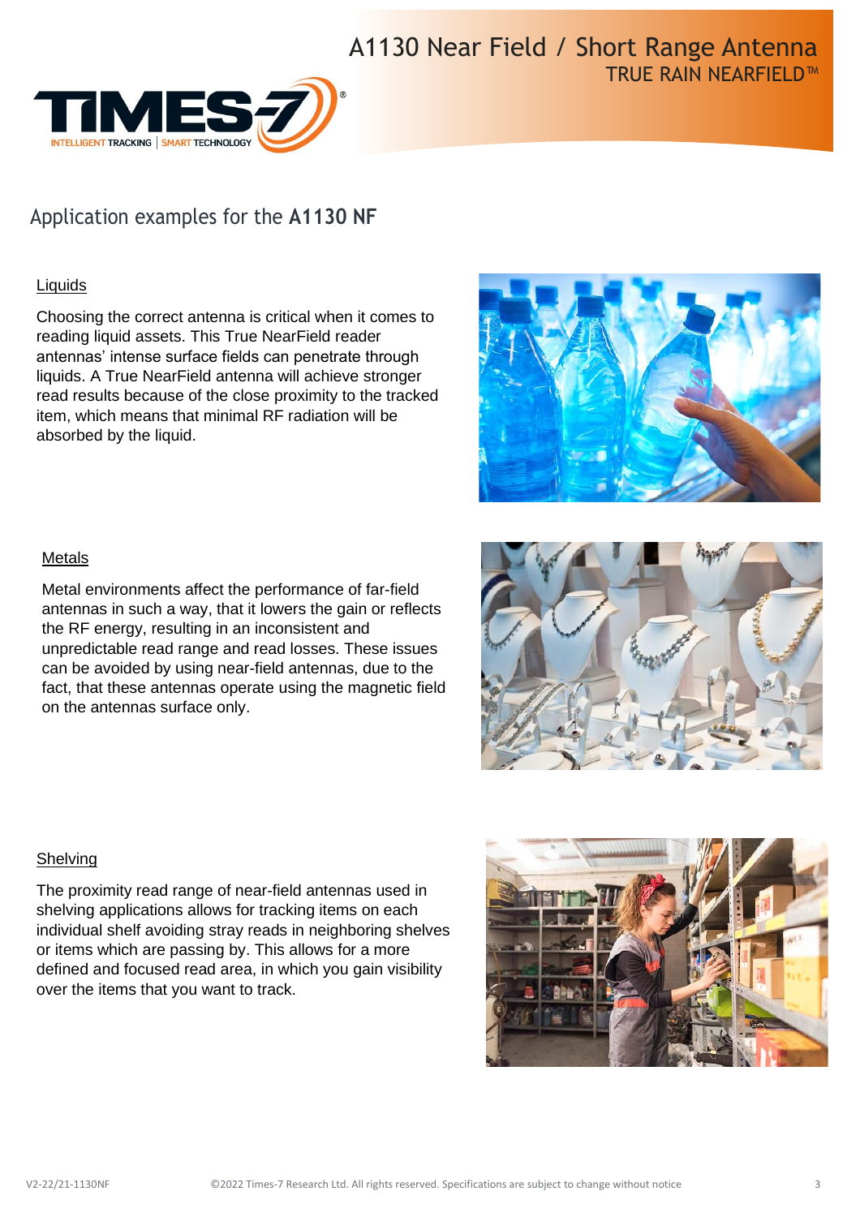## Application examples for the **A1130 NF**

### Liquids

Choosing the correct antenna is critical when it comes to reading liquid assets. This True NearField reader antennas' intense surface fields can penetrate through liquids. A True NearField antenna will achieve stronger read results because of the close proximity to the tracked item, which means that minimal RF radiation will be absorbed by the liquid.

### Metals

Metal environments affect the performance of far-field antennas in such a way, that it lowers the gain or reflects the RF energy, resulting in an inconsistent and unpredictable read range and read losses. These issues can be avoided by using near-field antennas, due to the fact, that these antennas operate using the magnetic field on the antennas surface only.

### Shelving

The proximity read range of near-field antennas used in shelving applications allows for tracking items on each individual shelf avoiding stray reads in neighboring shelves or items which are passing by. This allows for a more defined and focused read area, in which you gain visibility over the items that you want to track.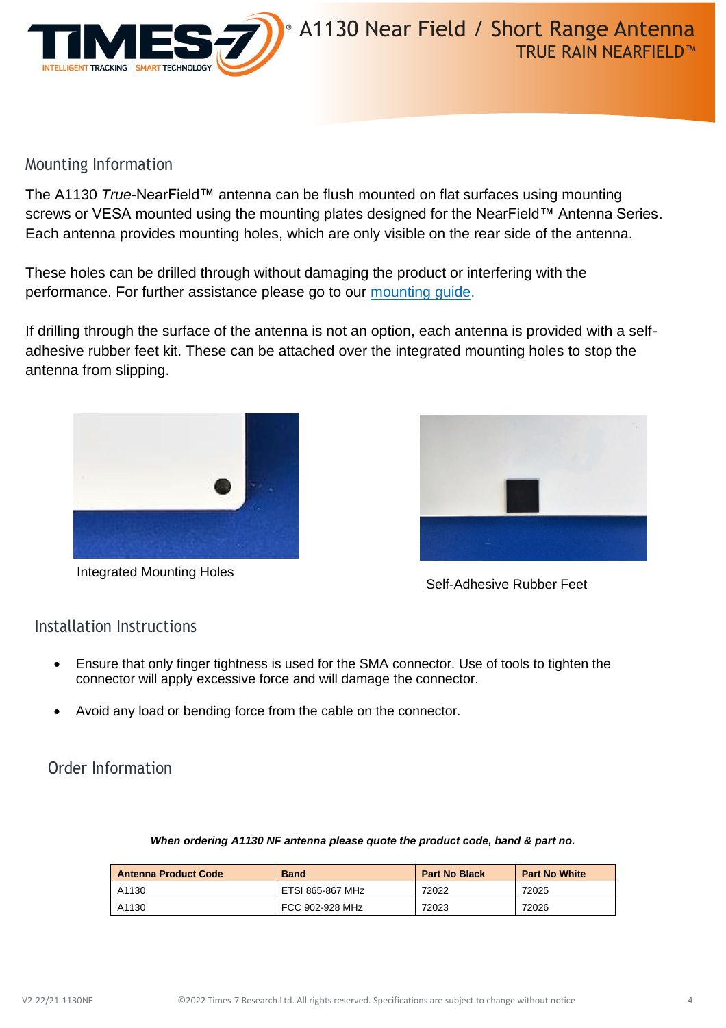## Mounting Information

The A1130 *True*-NearField™ antenna can be flush mounted on flat surfaces using mounting screws or VESA mounted using the mounting plates designed for the NearField™ Antenna Series. Each antenna provides mounting holes, which are only visible on the rear side of the antenna.

These holes can be drilled through without damaging the product or interfering with the performance. For further assistance please go to our [mounting guide](#).

If drilling through the surface of the antenna is not an option, each antenna is provided with a self-adhesive rubber feet kit. These can be attached over the integrated mounting holes to stop the antenna from slipping.

Integrated Mounting Holes

Self-Adhesive Rubber Feet

## Installation Instructions

- Ensure that only finger tightness is used for the SMA connector. Use of tools to tighten the connector will apply excessive force and will damage the connector.
- Avoid any load or bending force from the cable on the connector.

## Order Information

***When ordering A1130 NF antenna please quote the product code, band & part no.***

| Antenna Product Code | Band | Part No Black | Part No White |
|---|---|---|---|
| A1130 | ETSI 865-867 MHz | 72022 | 72025 |
| A1130 | FCC 902-928 MHz | 72023 | 72026 |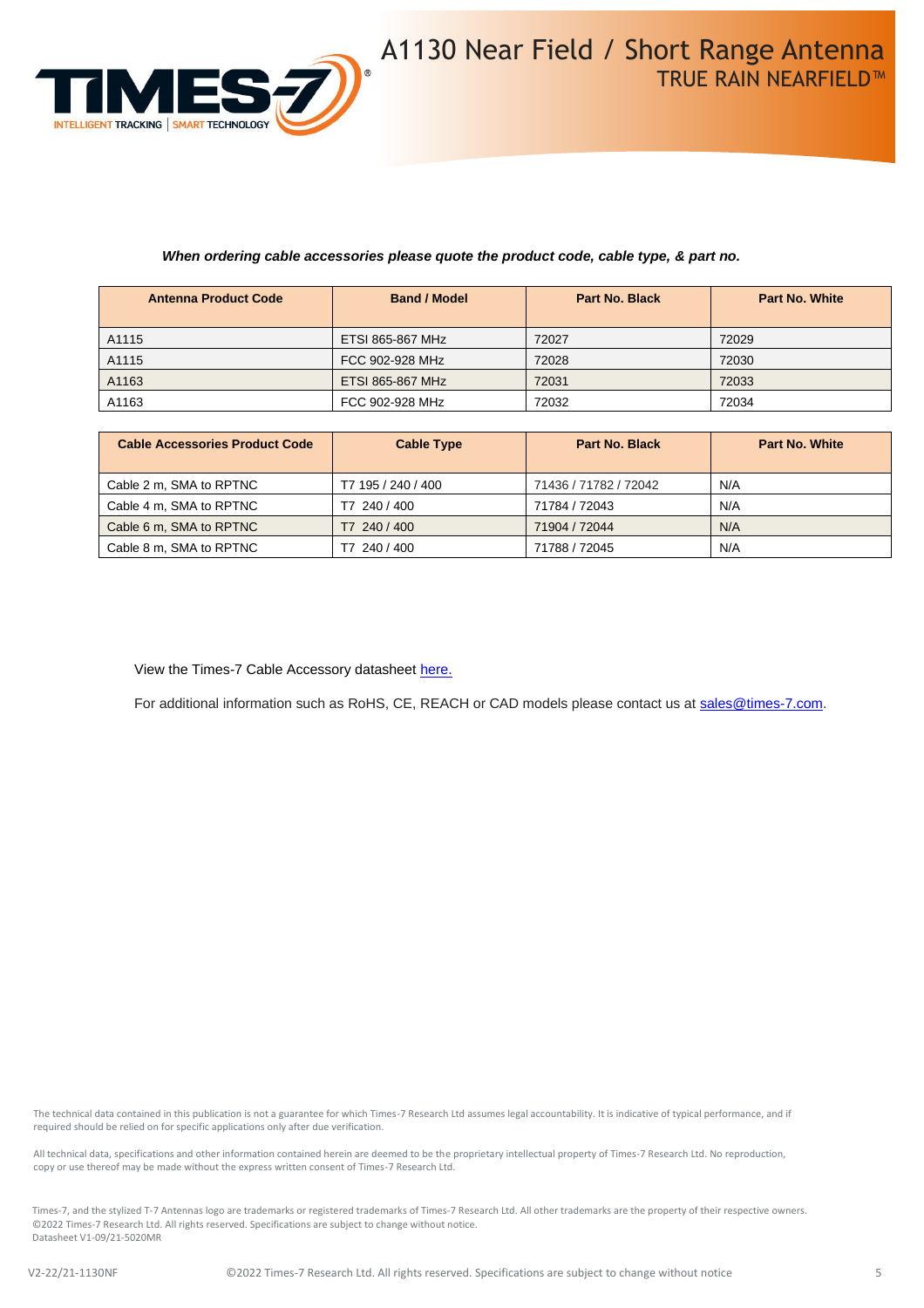*When ordering cable accessories please quote the product code, cable type, & part no.*

| Antenna Product Code | Band / Model | Part No. Black | Part No. White |
|---|---|---|---|
| A1115 | ETSI 865-867 MHz | 72027 | 72029 |
| A1115 | FCC 902-928 MHz | 72028 | 72030 |
| A1163 | ETSI 865-867 MHz | 72031 | 72033 |
| A1163 | FCC 902-928 MHz | 72032 | 72034 |

| Cable Accessories Product Code | Cable Type | Part No. Black | Part No. White |
|---|---|---|---|
| Cable 2 m, SMA to RPTNC | T7 195 / 240 / 400 | 71436 / 71782 / 72042 | N/A |
| Cable 4 m, SMA to RPTNC | T7 240 / 400 | 71784 / 72043 | N/A |
| Cable 6 m, SMA to RPTNC | T7 240 / 400 | 71904 / 72044 | N/A |
| Cable 8 m, SMA to RPTNC | T7 240 / 400 | 71788 / 72045 | N/A |

View the Times-7 Cable Accessory datasheet here.

For additional information such as RoHS, CE, REACH or CAD models please contact us at sales@times-7.com.

The technical data contained in this publication is not a guarantee for which Times-7 Research Ltd assumes legal accountability. It is indicative of typical performance, and if required should be relied on for specific applications only after due verification.

All technical data, specifications and other information contained herein are deemed to be the proprietary intellectual property of Times-7 Research Ltd. No reproduction, copy or use thereof may be made without the express written consent of Times-7 Research Ltd.

Times-7, and the stylized T-7 Antennas logo are trademarks or registered trademarks of Times-7 Research Ltd. All other trademarks are the property of their respective owners.
©2022 Times-7 Research Ltd. All rights reserved. Specifications are subject to change without notice.
Datasheet V1-09/21-5020MR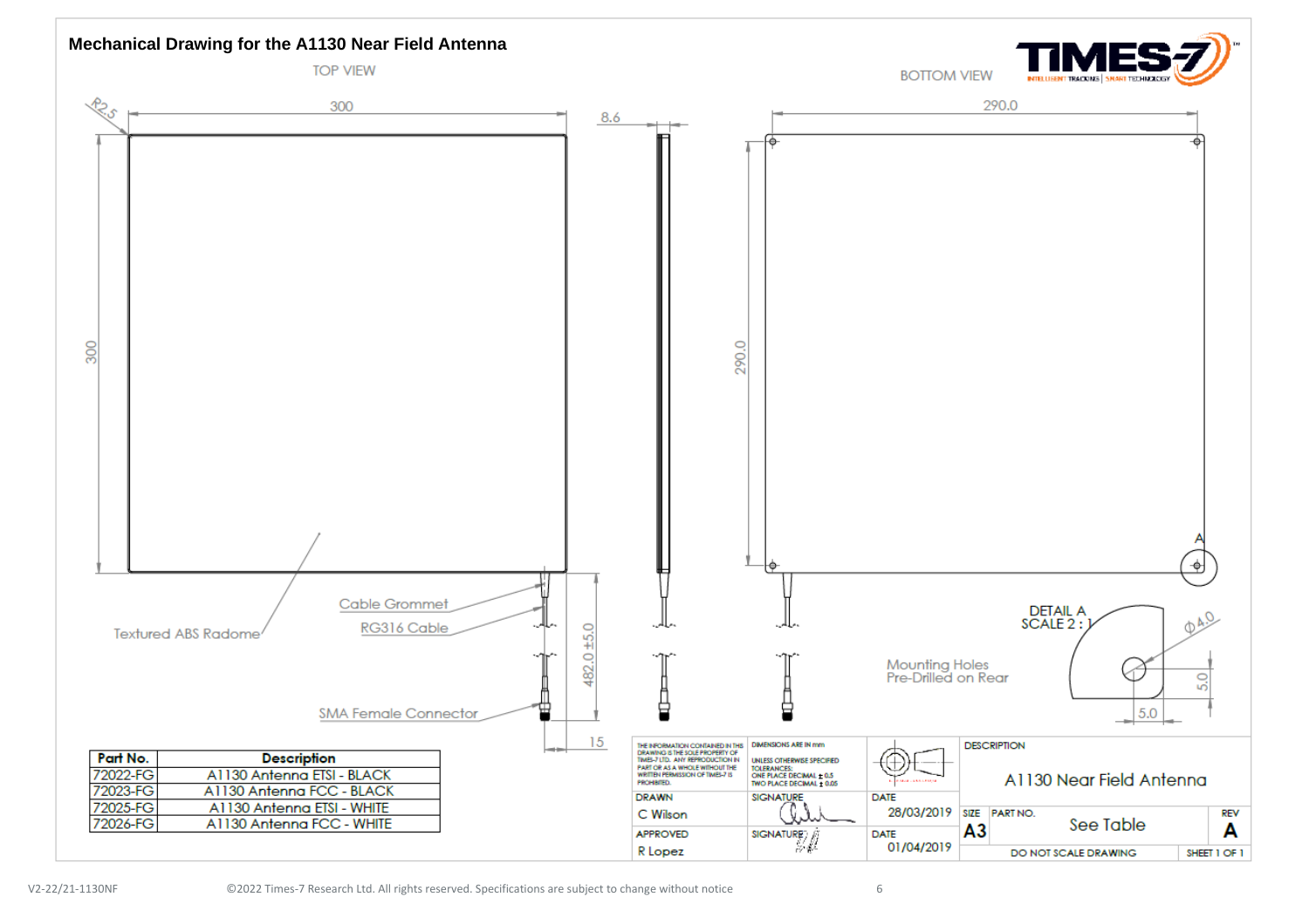# Mechanical Drawing for the A1130 Near Field Antenna

TOP VIEW

BOTTOM VIEW

R2.5

300

300

8.6

290.0

290.0

Textured ABS Radome

Cable Grommet

RG316 Cable

SMA Female Connector

482.0 ±5.0

15

Mounting Holes Pre-Drilled on Rear

A

DETAIL A
SCALE 2 : 1

Ø4.0

5.0

5.0

| Part No. | Description |
|---|---|
| 72022-FG | A1130 Antenna ETSI - BLACK |
| 72023-FG | A1130 Antenna FCC - BLACK |
| 72025-FG | A1130 Antenna ETSI - WHITE |
| 72026-FG | A1130 Antenna FCC - WHITE |

THE INFORMATION CONTAINED IN THIS DRAWING IS THE SOLE PROPERTY OF TIMES-7 LTD. ANY REPRODUCTION IN PART OR AS A WHOLE WITHOUT THE WRITTEN PERMISSION OF TIMES-7 IS PROHIBITED.

DIMENSIONS ARE IN mm
UNLESS OTHERWISE SPECIFIED
TOLERANCES:
ONE PLACE DECIMAL ± 0.5
TWO PLACE DECIMAL ± 0.05

| DRAWN | SIGNATURE | DATE |
|---|---|---|
| C Wilson | | 28/03/2019 |
| APPROVED | SIGNATURE | DATE |
| R Lopez | | 01/04/2019 |

DESCRIPTION
A1130 Near Field Antenna

SIZE A3 | PART NO. See Table | REV A

DO NOT SCALE DRAWING | SHEET 1 OF 1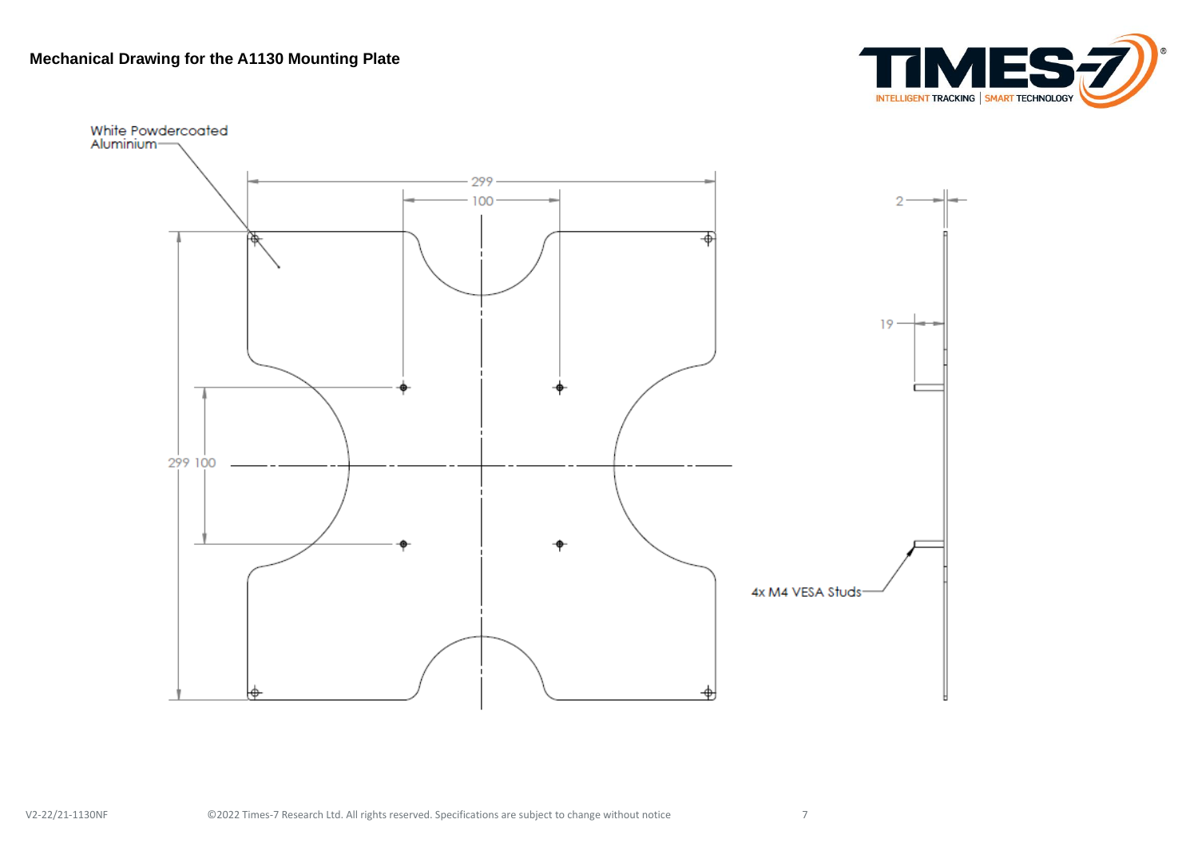**Mechanical Drawing for the A1130 Mounting Plate**

White Powdercoated Aluminium

299

100

2

19

299 100

4x M4 VESA Studs